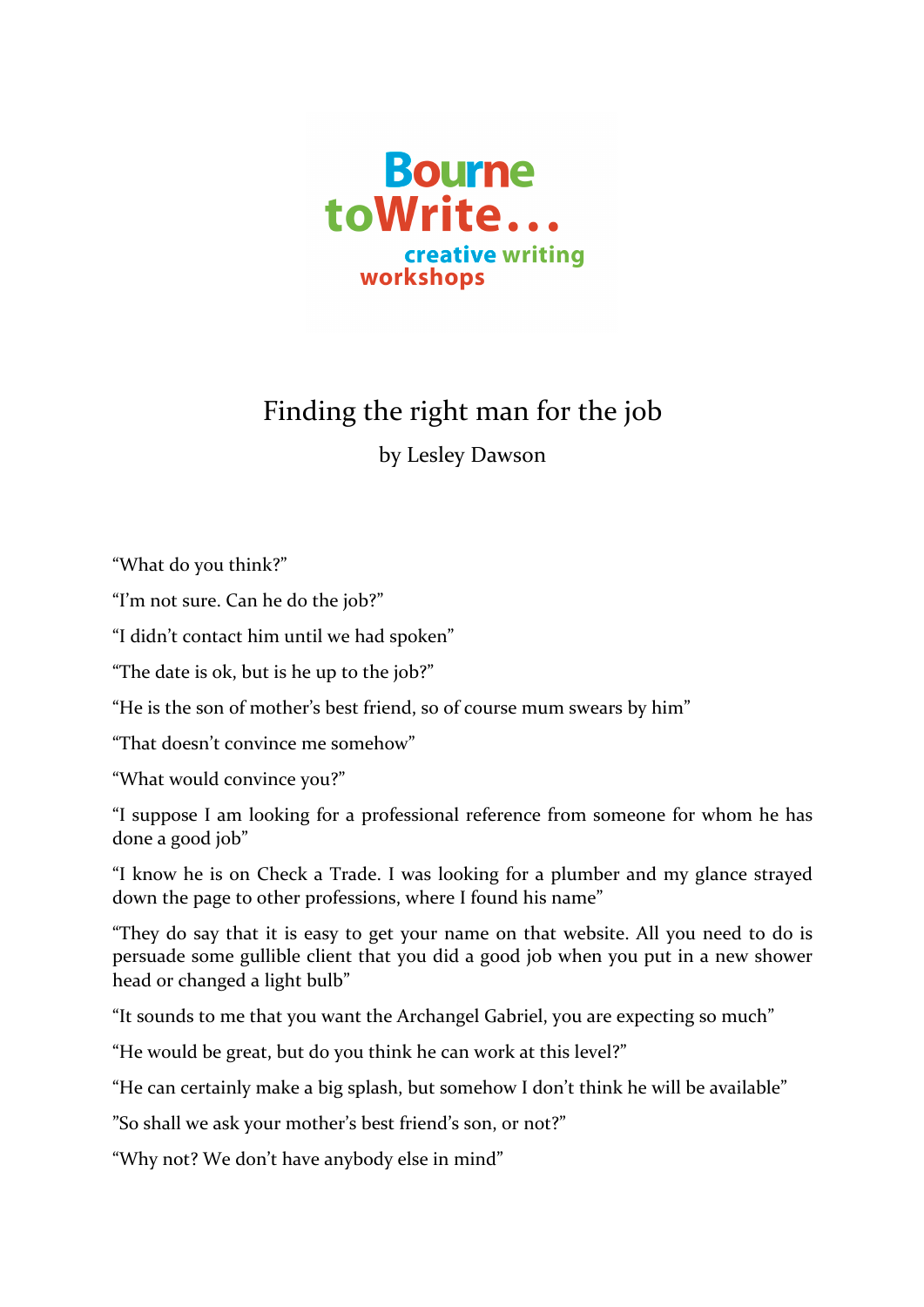Bourne toWrite... creative writing workshops

# Finding the right man for the job

by Lesley Dawson

"What do you think?"

"I'm not sure. Can he do the job?"

"I didn't contact him until we had spoken"

"The date is ok, but is he up to the job?"

"He is the son of mother's best friend, so of course mum swears by him"

"That doesn't convince me somehow"

"What would convince you?"

"I suppose I am looking for a professional reference from someone for whom he has done a good job"

"I know he is on Check a Trade. I was looking for a plumber and my glance strayed down the page to other professions, where I found his name"

"They do say that it is easy to get your name on that website. All you need to do is persuade some gullible client that you did a good job when you put in a new shower head or changed a light bulb"

"It sounds to me that you want the Archangel Gabriel, you are expecting so much"

"He would be great, but do you think he can work at this level?"

"He can certainly make a big splash, but somehow I don't think he will be available"

"So shall we ask your mother's best friend's son, or not?"

"Why not? We don't have anybody else in mind"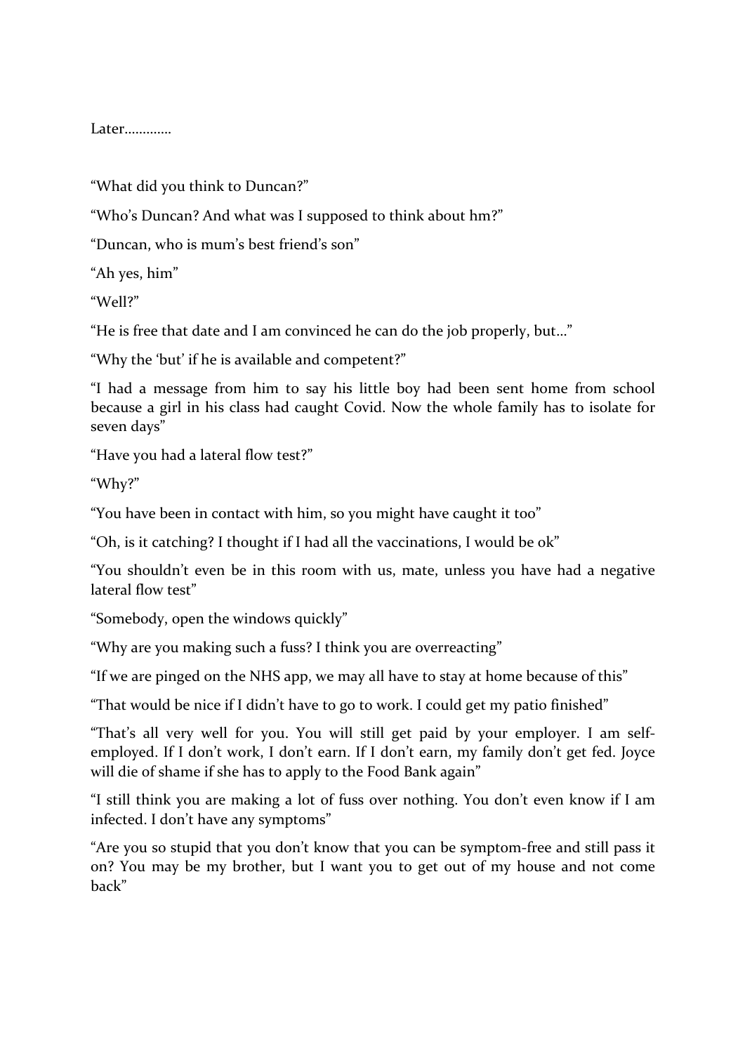Later…………

“What did you think to Duncan?”

“Who’s Duncan? And what was I supposed to think about hm?”

“Duncan, who is mum’s best friend’s son”

“Ah yes, him”

“Well?”

“He is free that date and I am convinced he can do the job properly, but…”

“Why the ‘but’ if he is available and competent?”

“I had a message from him to say his little boy had been sent home from school because a girl in his class had caught Covid. Now the whole family has to isolate for seven days”

“Have you had a lateral flow test?”

“Why?”

“You have been in contact with him, so you might have caught it too”

“Oh, is it catching? I thought if I had all the vaccinations, I would be ok”

“You shouldn’t even be in this room with us, mate, unless you have had a negative lateral flow test”

“Somebody, open the windows quickly”

“Why are you making such a fuss? I think you are overreacting”

“If we are pinged on the NHS app, we may all have to stay at home because of this”

“That would be nice if I didn’t have to go to work. I could get my patio finished”

“That’s all very well for you. You will still get paid by your employer. I am self-employed. If I don’t work, I don’t earn. If I don’t earn, my family don’t get fed. Joyce will die of shame if she has to apply to the Food Bank again”

“I still think you are making a lot of fuss over nothing. You don’t even know if I am infected. I don’t have any symptoms”

“Are you so stupid that you don’t know that you can be symptom-free and still pass it on? You may be my brother, but I want you to get out of my house and not come back”